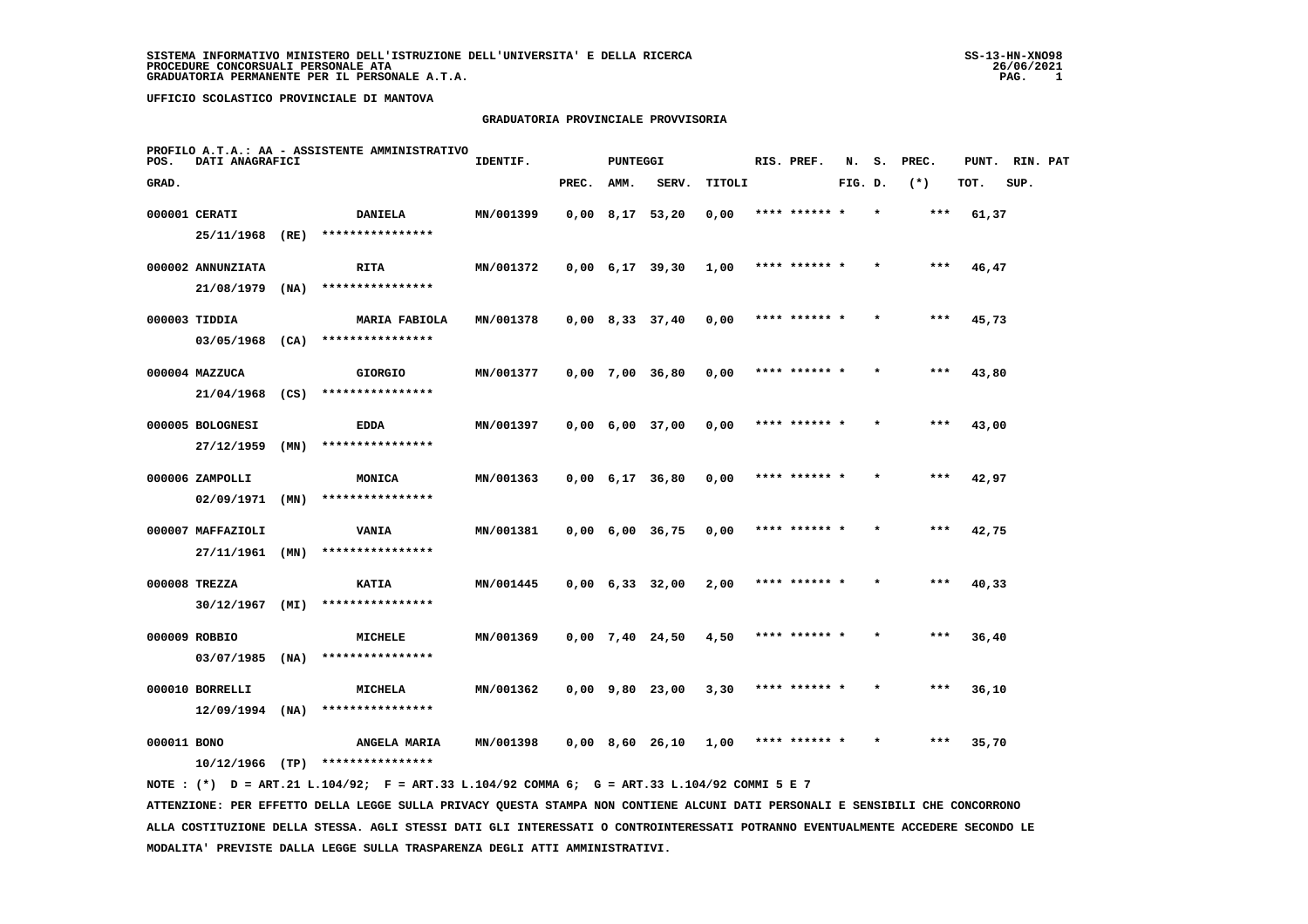SISTEMA INFORMATIVO MINISTERO DELL'ISTRUZIONE DELL'UNIVERSITA' E DELLA RICERCA
PROCEDURE CONCORSUALI PERSONALE ATA
GRADUATORIA PERMANENTE PER IL PERSONALE A.T.A.

SS-13-HN-XNO98
26/06/2021

UFFICIO SCOLASTICO PROVINCIALE DI MANTOVA

## GRADUATORIA PROVINCIALE PROVVISORIA

PROFILO A.T.A.: AA - ASSISTENTE AMMINISTRATIVO

| POS. GRAD. | DATI ANAGRAFICI | | IDENTIF. | PUNTEGGI PREC. | AMM. | SERV. | TITOLI | RIS. PREF. | N. FIG. | S. D. | PREC. (*) | PUNT. TOT. | RIN. SUP. | PAT |
|---|---|---|---|---|---|---|---|---|---|---|---|---|---|---|
| 000001 | CERATI 25/11/1968 (RE) | DANIELA **************** | MN/001399 | 0,00 | 8,17 | 53,20 | 0,00 | **** ****** | * | * | *** | 61,37 | | |
| 000002 | ANNUNZIATA 21/08/1979 (NA) | RITA **************** | MN/001372 | 0,00 | 6,17 | 39,30 | 1,00 | **** ****** | * | * | *** | 46,47 | | |
| 000003 | TIDDIA 03/05/1968 (CA) | MARIA FABIOLA **************** | MN/001378 | 0,00 | 8,33 | 37,40 | 0,00 | **** ****** | * | * | *** | 45,73 | | |
| 000004 | MAZZUCA 21/04/1968 (CS) | GIORGIO **************** | MN/001377 | 0,00 | 7,00 | 36,80 | 0,00 | **** ****** | * | * | *** | 43,80 | | |
| 000005 | BOLOGNESI 27/12/1959 (MN) | EDDA **************** | MN/001397 | 0,00 | 6,00 | 37,00 | 0,00 | **** ****** | * | * | *** | 43,00 | | |
| 000006 | ZAMPOLLI 02/09/1971 (MN) | MONICA **************** | MN/001363 | 0,00 | 6,17 | 36,80 | 0,00 | **** ****** | * | * | *** | 42,97 | | |
| 000007 | MAFFAZIOLI 27/11/1961 (MN) | VANIA **************** | MN/001381 | 0,00 | 6,00 | 36,75 | 0,00 | **** ****** | * | * | *** | 42,75 | | |
| 000008 | TREZZA 30/12/1967 (MI) | KATIA **************** | MN/001445 | 0,00 | 6,33 | 32,00 | 2,00 | **** ****** | * | * | *** | 40,33 | | |
| 000009 | ROBBIO 03/07/1985 (NA) | MICHELE **************** | MN/001369 | 0,00 | 7,40 | 24,50 | 4,50 | **** ****** | * | * | *** | 36,40 | | |
| 000010 | BORRELLI 12/09/1994 (NA) | MICHELA **************** | MN/001362 | 0,00 | 9,80 | 23,00 | 3,30 | **** ****** | * | * | *** | 36,10 | | |
| 000011 | BONO 10/12/1966 (TP) | ANGELA MARIA **************** | MN/001398 | 0,00 | 8,60 | 26,10 | 1,00 | **** ****** | * | * | *** | 35,70 | | |

NOTE : (*) D = ART.21 L.104/92; F = ART.33 L.104/92 COMMA 6; G = ART.33 L.104/92 COMMI 5 E 7

ATTENZIONE: PER EFFETTO DELLA LEGGE SULLA PRIVACY QUESTA STAMPA NON CONTIENE ALCUNI DATI PERSONALI E SENSIBILI CHE CONCORRONO ALLA COSTITUZIONE DELLA STESSA. AGLI STESSI DATI GLI INTERESSATI O CONTROINTERESSATI POTRANNO EVENTUALMENTE ACCEDERE SECONDO LE MODALITA' PREVISTE DALLA LEGGE SULLA TRASPARENZA DEGLI ATTI AMMINISTRATIVI.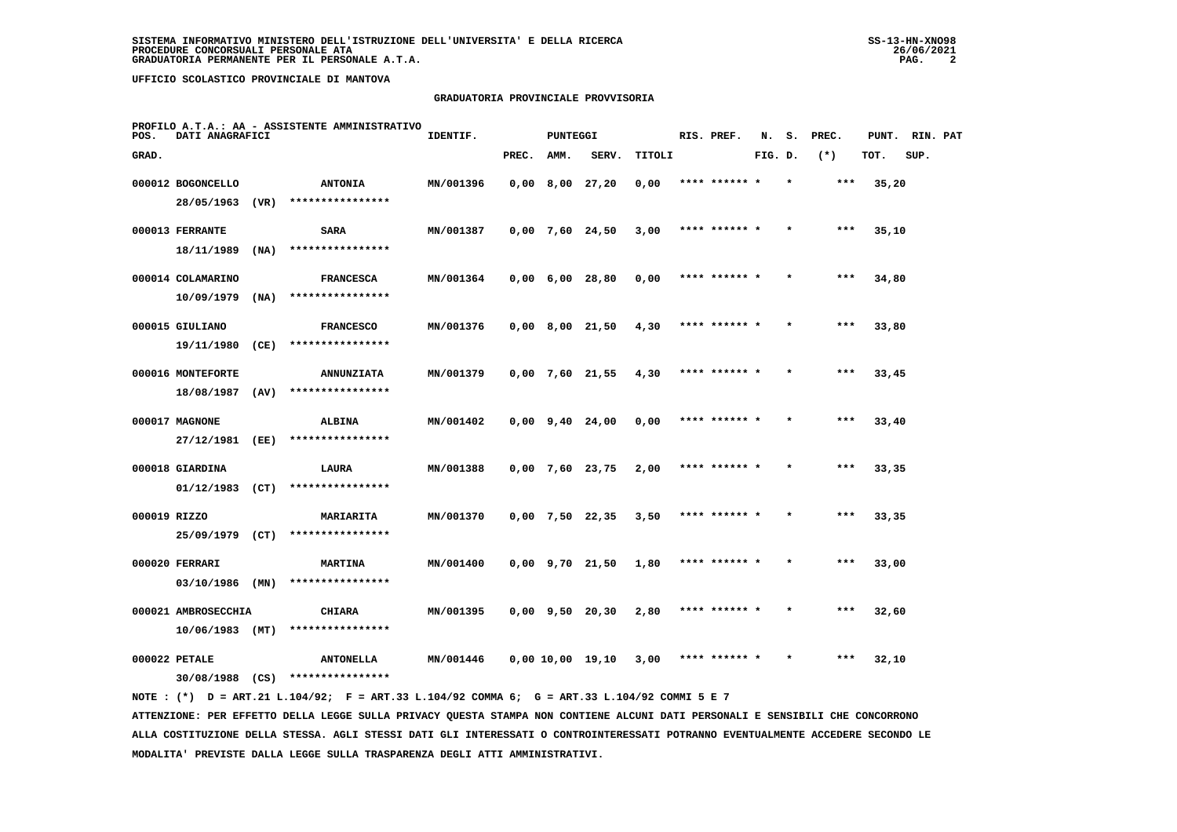SISTEMA INFORMATIVO MINISTERO DELL'ISTRUZIONE DELL'UNIVERSITA' E DELLA RICERCA
PROCEDURE CONCORSUALI PERSONALE ATA
GRADUATORIA PERMANENTE PER IL PERSONALE A.T.A.

UFFICIO SCOLASTICO PROVINCIALE DI MANTOVA

GRADUATORIA PROVINCIALE PROVVISORIA

PROFILO A.T.A.: AA - ASSISTENTE AMMINISTRATIVO

| POS. GRAD. | DATI ANAGRAFICI | | IDENTIF. | PUNTEGGI PREC. | AMM. | SERV. | TITOLI | RIS. PREF. | N. FIG. | S. D. | PREC. (*) | PUNT. TOT. | RIN. SUP. | PAT |
|---|---|---|---|---|---|---|---|---|---|---|---|---|---|---|
| 000012 | BOGONCELLO 28/05/1963 (VR) | ANTONIA **************** | MN/001396 | 0,00 | 8,00 | 27,20 | 0,00 | **** ****** * | | * | *** | 35,20 | | |
| 000013 | FERRANTE 18/11/1989 (NA) | SARA **************** | MN/001387 | 0,00 | 7,60 | 24,50 | 3,00 | **** ****** * | | * | *** | 35,10 | | |
| 000014 | COLAMARINO 10/09/1979 (NA) | FRANCESCA **************** | MN/001364 | 0,00 | 6,00 | 28,80 | 0,00 | **** ****** * | | * | *** | 34,80 | | |
| 000015 | GIULIANO 19/11/1980 (CE) | FRANCESCO **************** | MN/001376 | 0,00 | 8,00 | 21,50 | 4,30 | **** ****** * | | * | *** | 33,80 | | |
| 000016 | MONTEFORTE 18/08/1987 (AV) | ANNUNZIATA **************** | MN/001379 | 0,00 | 7,60 | 21,55 | 4,30 | **** ****** * | | * | *** | 33,45 | | |
| 000017 | MAGNONE 27/12/1981 (EE) | ALBINA **************** | MN/001402 | 0,00 | 9,40 | 24,00 | 0,00 | **** ****** * | | * | *** | 33,40 | | |
| 000018 | GIARDINA 01/12/1983 (CT) | LAURA **************** | MN/001388 | 0,00 | 7,60 | 23,75 | 2,00 | **** ****** * | | * | *** | 33,35 | | |
| 000019 | RIZZO 25/09/1979 (CT) | MARIARITA **************** | MN/001370 | 0,00 | 7,50 | 22,35 | 3,50 | **** ****** * | | * | *** | 33,35 | | |
| 000020 | FERRARI 03/10/1986 (MN) | MARTINA **************** | MN/001400 | 0,00 | 9,70 | 21,50 | 1,80 | **** ****** * | | * | *** | 33,00 | | |
| 000021 | AMBROSECCHIA 10/06/1983 (MT) | CHIARA **************** | MN/001395 | 0,00 | 9,50 | 20,30 | 2,80 | **** ****** * | | * | *** | 32,60 | | |
| 000022 | PETALE 30/08/1988 (CS) | ANTONELLA **************** | MN/001446 | 0,00 | 10,00 | 19,10 | 3,00 | **** ****** * | | * | *** | 32,10 | | |

NOTE : (*) D = ART.21 L.104/92; F = ART.33 L.104/92 COMMA 6; G = ART.33 L.104/92 COMMI 5 E 7

ATTENZIONE: PER EFFETTO DELLA LEGGE SULLA PRIVACY QUESTA STAMPA NON CONTIENE ALCUNI DATI PERSONALI E SENSIBILI CHE CONCORRONO ALLA COSTITUZIONE DELLA STESSA. AGLI STESSI DATI GLI INTERESSATI O CONTROINTERESSATI POTRANNO EVENTUALMENTE ACCEDERE SECONDO LE MODALITA' PREVISTE DALLA LEGGE SULLA TRASPARENZA DEGLI ATTI AMMINISTRATIVI.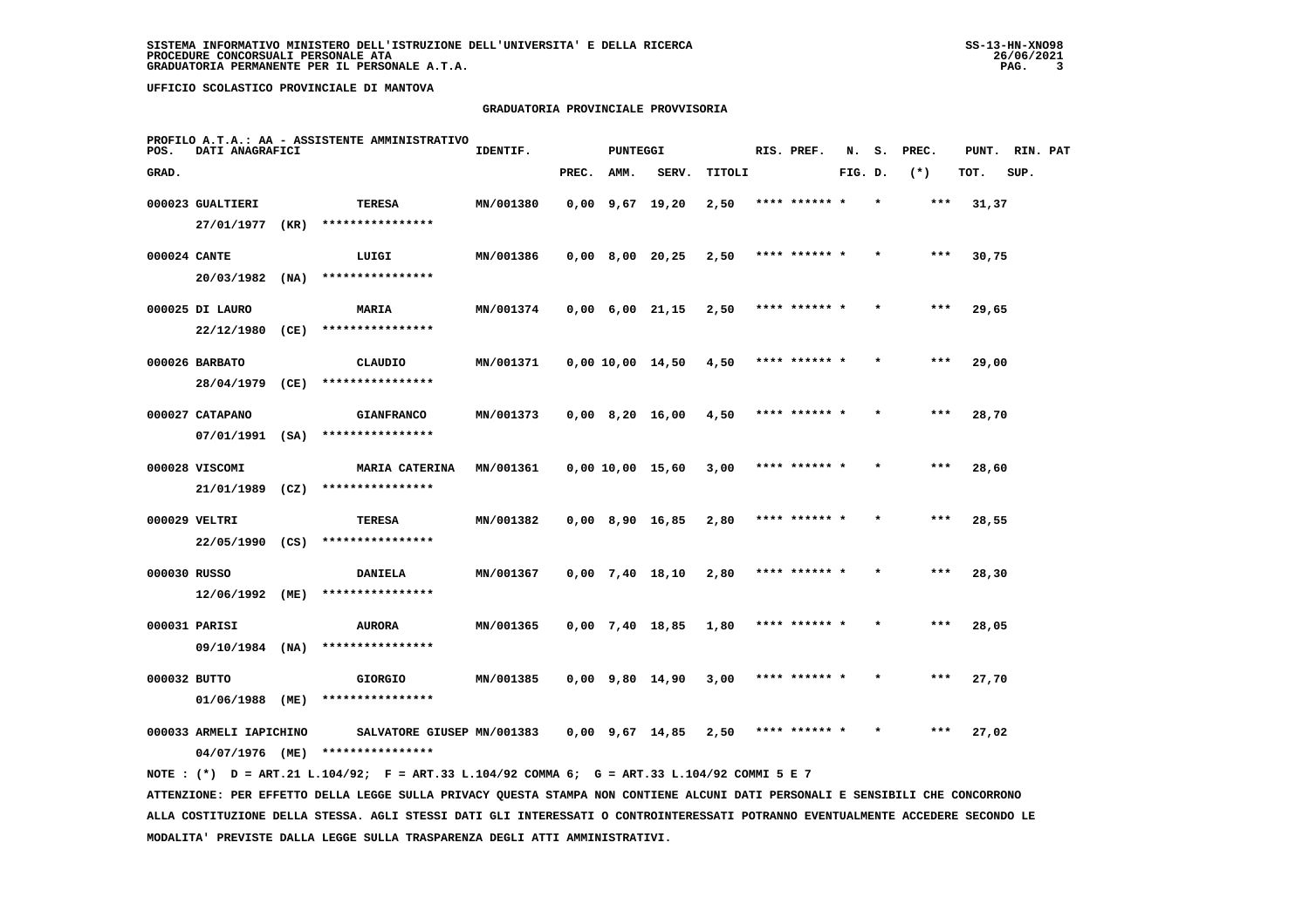SISTEMA INFORMATIVO MINISTERO DELL'ISTRUZIONE DELL'UNIVERSITA' E DELLA RICERCA
PROCEDURE CONCORSUALI PERSONALE ATA
GRADUATORIA PERMANENTE PER IL PERSONALE A.T.A.

UFFICIO SCOLASTICO PROVINCIALE DI MANTOVA

GRADUATORIA PROVINCIALE PROVVISORIA

PROFILO A.T.A.: AA - ASSISTENTE AMMINISTRATIVO

| POS. GRAD. | DATI ANAGRAFICI | | IDENTIF. | PUNTEGGI PREC. | AMM. | SERV. | TITOLI | RIS. PREF. | N. FIG. | S. D. | PREC. (*) | PUNT. TOT. | RIN. SUP. | PAT |
|---|---|---|---|---|---|---|---|---|---|---|---|---|---|---|
| 000023 | GUALTIERI 27/01/1977 (KR) | TERESA **************** | MN/001380 | 0,00 | 9,67 | 19,20 | 2,50 | **** ****** * | | * | *** | 31,37 | | |
| 000024 | CANTE 20/03/1982 (NA) | LUIGI **************** | MN/001386 | 0,00 | 8,00 | 20,25 | 2,50 | **** ****** * | | * | *** | 30,75 | | |
| 000025 | DI LAURO 22/12/1980 (CE) | MARIA **************** | MN/001374 | 0,00 | 6,00 | 21,15 | 2,50 | **** ****** * | | * | *** | 29,65 | | |
| 000026 | BARBATO 28/04/1979 (CE) | CLAUDIO **************** | MN/001371 | 0,00 | 10,00 | 14,50 | 4,50 | **** ****** * | | * | *** | 29,00 | | |
| 000027 | CATAPANO 07/01/1991 (SA) | GIANFRANCO **************** | MN/001373 | 0,00 | 8,20 | 16,00 | 4,50 | **** ****** * | | * | *** | 28,70 | | |
| 000028 | VISCOMI 21/01/1989 (CZ) | MARIA CATERINA **************** | MN/001361 | 0,00 | 10,00 | 15,60 | 3,00 | **** ****** * | | * | *** | 28,60 | | |
| 000029 | VELTRI 22/05/1990 (CS) | TERESA **************** | MN/001382 | 0,00 | 8,90 | 16,85 | 2,80 | **** ****** * | | * | *** | 28,55 | | |
| 000030 | RUSSO 12/06/1992 (ME) | DANIELA **************** | MN/001367 | 0,00 | 7,40 | 18,10 | 2,80 | **** ****** * | | * | *** | 28,30 | | |
| 000031 | PARISI 09/10/1984 (NA) | AURORA **************** | MN/001365 | 0,00 | 7,40 | 18,85 | 1,80 | **** ****** * | | * | *** | 28,05 | | |
| 000032 | BUTTO 01/06/1988 (ME) | GIORGIO **************** | MN/001385 | 0,00 | 9,80 | 14,90 | 3,00 | **** ****** * | | * | *** | 27,70 | | |
| 000033 | ARMELI IAPICHINO 04/07/1976 (ME) | SALVATORE GIUSEP **************** | MN/001383 | 0,00 | 9,67 | 14,85 | 2,50 | **** ****** * | | * | *** | 27,02 | | |

NOTE : (*) D = ART.21 L.104/92; F = ART.33 L.104/92 COMMA 6; G = ART.33 L.104/92 COMMI 5 E 7

ATTENZIONE: PER EFFETTO DELLA LEGGE SULLA PRIVACY QUESTA STAMPA NON CONTIENE ALCUNI DATI PERSONALI E SENSIBILI CHE CONCORRONO ALLA COSTITUZIONE DELLA STESSA. AGLI STESSI DATI GLI INTERESSATI O CONTROINTERESSATI POTRANNO EVENTUALMENTE ACCEDERE SECONDO LE MODALITA' PREVISTE DALLA LEGGE SULLA TRASPARENZA DEGLI ATTI AMMINISTRATIVI.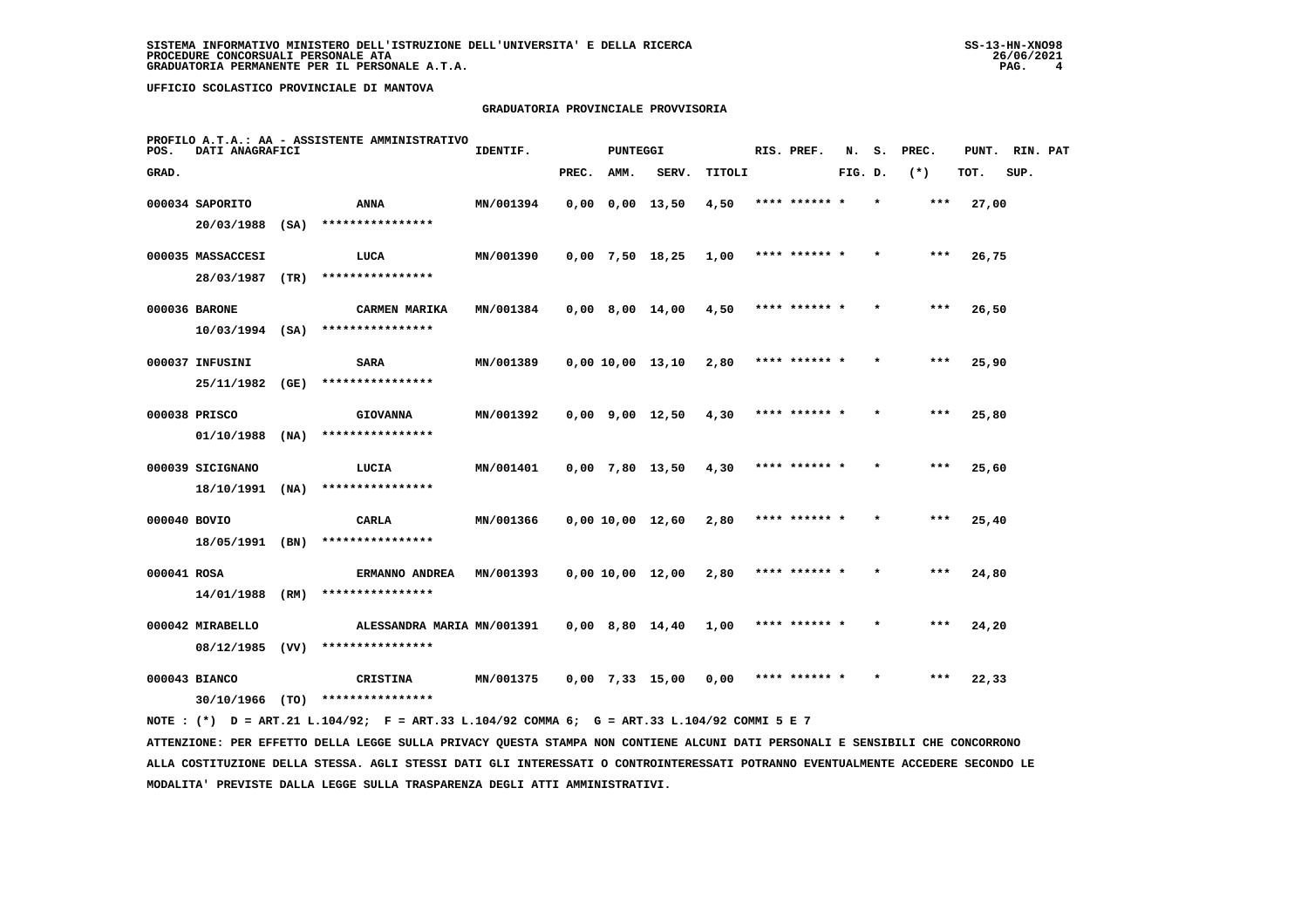SISTEMA INFORMATIVO MINISTERO DELL'ISTRUZIONE DELL'UNIVERSITA' E DELLA RICERCA
PROCEDURE CONCORSUALI PERSONALE ATA
GRADUATORIA PERMANENTE PER IL PERSONALE A.T.A.

UFFICIO SCOLASTICO PROVINCIALE DI MANTOVA

## GRADUATORIA PROVINCIALE PROVVISORIA

PROFILO A.T.A.: AA - ASSISTENTE AMMINISTRATIVO

| POS. GRAD. | DATI ANAGRAFICI | | IDENTIF. | PUNTEGGI PREC. | AMM. | SERV. | TITOLI | RIS. PREF. | N. FIG. | S. D. | PREC. (*) | PUNT. TOT. | RIN. SUP. | PAT |
|---|---|---|---|---|---|---|---|---|---|---|---|---|---|---|
| 000034 | SAPORITO 20/03/1988 (SA) | ANNA **************** | MN/001394 | 0,00 | 0,00 | 13,50 | 4,50 | **** ****** * | | * | *** | 27,00 | | |
| 000035 | MASSACCESI 28/03/1987 (TR) | LUCA **************** | MN/001390 | 0,00 | 7,50 | 18,25 | 1,00 | **** ****** * | | * | *** | 26,75 | | |
| 000036 | BARONE 10/03/1994 (SA) | CARMEN MARIKA **************** | MN/001384 | 0,00 | 8,00 | 14,00 | 4,50 | **** ****** * | | * | *** | 26,50 | | |
| 000037 | INFUSINI 25/11/1982 (GE) | SARA **************** | MN/001389 | 0,00 | 10,00 | 13,10 | 2,80 | **** ****** * | | * | *** | 25,90 | | |
| 000038 | PRISCO 01/10/1988 (NA) | GIOVANNA **************** | MN/001392 | 0,00 | 9,00 | 12,50 | 4,30 | **** ****** * | | * | *** | 25,80 | | |
| 000039 | SICIGNANO 18/10/1991 (NA) | LUCIA **************** | MN/001401 | 0,00 | 7,80 | 13,50 | 4,30 | **** ****** * | | * | *** | 25,60 | | |
| 000040 | BOVIO 18/05/1991 (BN) | CARLA **************** | MN/001366 | 0,00 | 10,00 | 12,60 | 2,80 | **** ****** * | | * | *** | 25,40 | | |
| 000041 | ROSA 14/01/1988 (RM) | ERMANNO ANDREA **************** | MN/001393 | 0,00 | 10,00 | 12,00 | 2,80 | **** ****** * | | * | *** | 24,80 | | |
| 000042 | MIRABELLO 08/12/1985 (VV) | ALESSANDRA MARIA **************** | MN/001391 | 0,00 | 8,80 | 14,40 | 1,00 | **** ****** * | | * | *** | 24,20 | | |
| 000043 | BIANCO 30/10/1966 (TO) | CRISTINA **************** | MN/001375 | 0,00 | 7,33 | 15,00 | 0,00 | **** ****** * | | * | *** | 22,33 | | |

NOTE : (*) D = ART.21 L.104/92; F = ART.33 L.104/92 COMMA 6; G = ART.33 L.104/92 COMMI 5 E 7

ATTENZIONE: PER EFFETTO DELLA LEGGE SULLA PRIVACY QUESTA STAMPA NON CONTIENE ALCUNI DATI PERSONALI E SENSIBILI CHE CONCORRONO ALLA COSTITUZIONE DELLA STESSA. AGLI STESSI DATI GLI INTERESSATI O CONTROINTERESSATI POTRANNO EVENTUALMENTE ACCEDERE SECONDO LE MODALITA' PREVISTE DALLA LEGGE SULLA TRASPARENZA DEGLI ATTI AMMINISTRATIVI.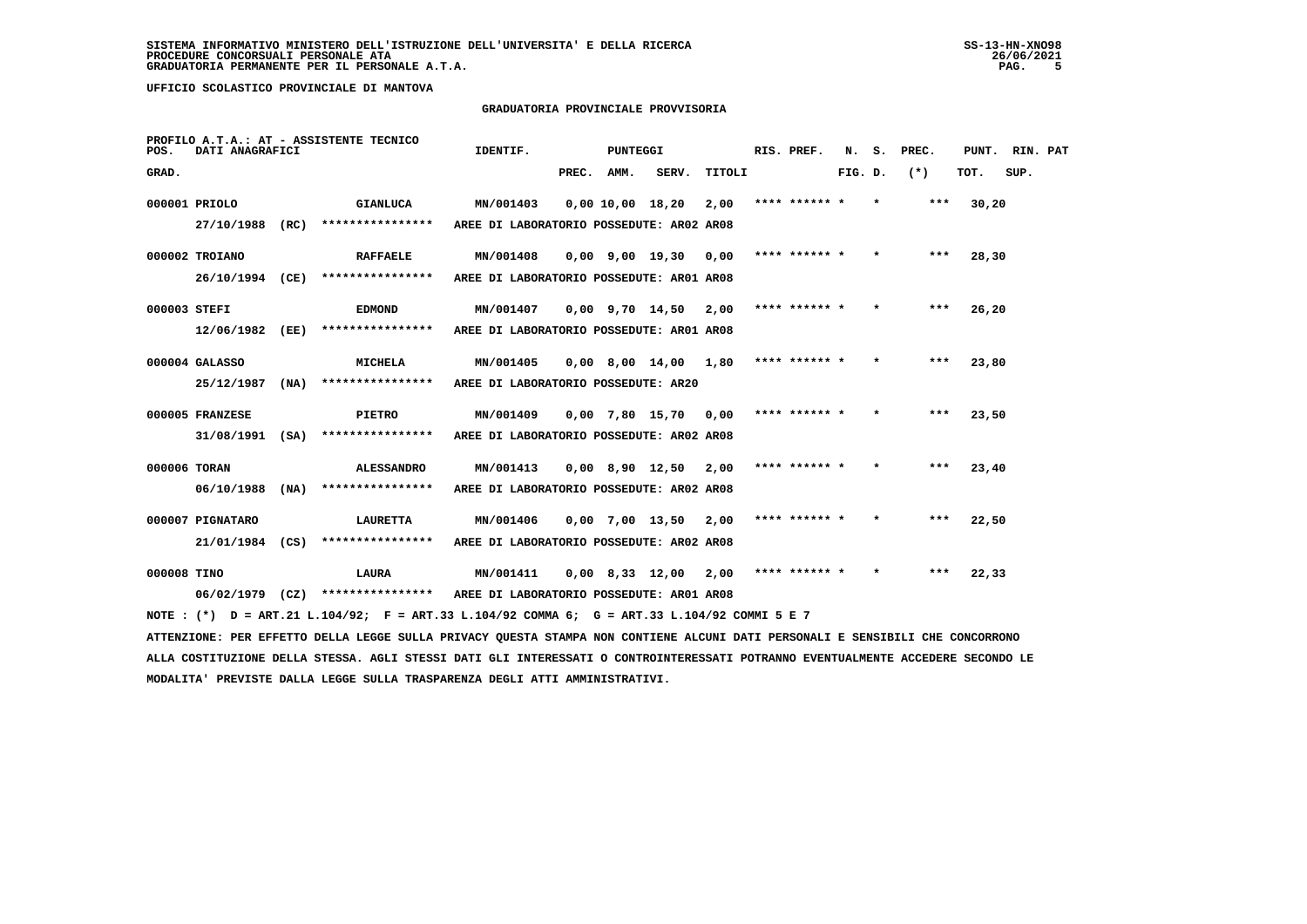SISTEMA INFORMATIVO MINISTERO DELL'ISTRUZIONE DELL'UNIVERSITA' E DELLA RICERCA
PROCEDURE CONCORSUALI PERSONALE ATA
GRADUATORIA PERMANENTE PER IL PERSONALE A.T.A.

UFFICIO SCOLASTICO PROVINCIALE DI MANTOVA

## GRADUATORIA PROVINCIALE PROVVISORIA

PROFILO A.T.A.: AT - ASSISTENTE TECNICO

| POS. GRAD. | DATI ANAGRAFICI | | IDENTIF. | PUNTEGGI PREC. | AMM. | SERV. | TITOLI | RIS. PREF. | N. FIG. | S. D. | PREC. (*) | PUNT. TOT. | RIN. SUP. | PAT |
|---|---|---|---|---|---|---|---|---|---|---|---|---|---|---|
| 000001 | PRIOLO 27/10/1988 (RC) | GIANLUCA **************** | MN/001403 | 0,00 | 10,00 | 18,20 | 2,00 | **** ****** * | | * | *** | 30,20 | | |
| | AREE DI LABORATORIO POSSEDUTE: AR02 AR08 | | | | | | | | | | | | | |
| 000002 | TROIANO 26/10/1994 (CE) | RAFFAELE **************** | MN/001408 | 0,00 | 9,00 | 19,30 | 0,00 | **** ****** * | | * | *** | 28,30 | | |
| | AREE DI LABORATORIO POSSEDUTE: AR01 AR08 | | | | | | | | | | | | | |
| 000003 | STEFI 12/06/1982 (EE) | EDMOND **************** | MN/001407 | 0,00 | 9,70 | 14,50 | 2,00 | **** ****** * | | * | *** | 26,20 | | |
| | AREE DI LABORATORIO POSSEDUTE: AR01 AR08 | | | | | | | | | | | | | |
| 000004 | GALASSO 25/12/1987 (NA) | MICHELA **************** | MN/001405 | 0,00 | 8,00 | 14,00 | 1,80 | **** ****** * | | * | *** | 23,80 | | |
| | AREE DI LABORATORIO POSSEDUTE: AR20 | | | | | | | | | | | | | |
| 000005 | FRANZESE 31/08/1991 (SA) | PIETRO **************** | MN/001409 | 0,00 | 7,80 | 15,70 | 0,00 | **** ****** * | | * | *** | 23,50 | | |
| | AREE DI LABORATORIO POSSEDUTE: AR02 AR08 | | | | | | | | | | | | | |
| 000006 | TORAN 06/10/1988 (NA) | ALESSANDRO **************** | MN/001413 | 0,00 | 8,90 | 12,50 | 2,00 | **** ****** * | | * | *** | 23,40 | | |
| | AREE DI LABORATORIO POSSEDUTE: AR02 AR08 | | | | | | | | | | | | | |
| 000007 | PIGNATARO 21/01/1984 (CS) | LAURETTA **************** | MN/001406 | 0,00 | 7,00 | 13,50 | 2,00 | **** ****** * | | * | *** | 22,50 | | |
| | AREE DI LABORATORIO POSSEDUTE: AR02 AR08 | | | | | | | | | | | | | |
| 000008 | TINO 06/02/1979 (CZ) | LAURA **************** | MN/001411 | 0,00 | 8,33 | 12,00 | 2,00 | **** ****** * | | * | *** | 22,33 | | |
| | AREE DI LABORATORIO POSSEDUTE: AR01 AR08 | | | | | | | | | | | | | |

NOTE : (*) D = ART.21 L.104/92; F = ART.33 L.104/92 COMMA 6; G = ART.33 L.104/92 COMMI 5 E 7

ATTENZIONE: PER EFFETTO DELLA LEGGE SULLA PRIVACY QUESTA STAMPA NON CONTIENE ALCUNI DATI PERSONALI E SENSIBILI CHE CONCORRONO ALLA COSTITUZIONE DELLA STESSA. AGLI STESSI DATI GLI INTERESSATI O CONTROINTERESSATI POTRANNO EVENTUALMENTE ACCEDERE SECONDO LE MODALITA' PREVISTE DALLA LEGGE SULLA TRASPARENZA DEGLI ATTI AMMINISTRATIVI.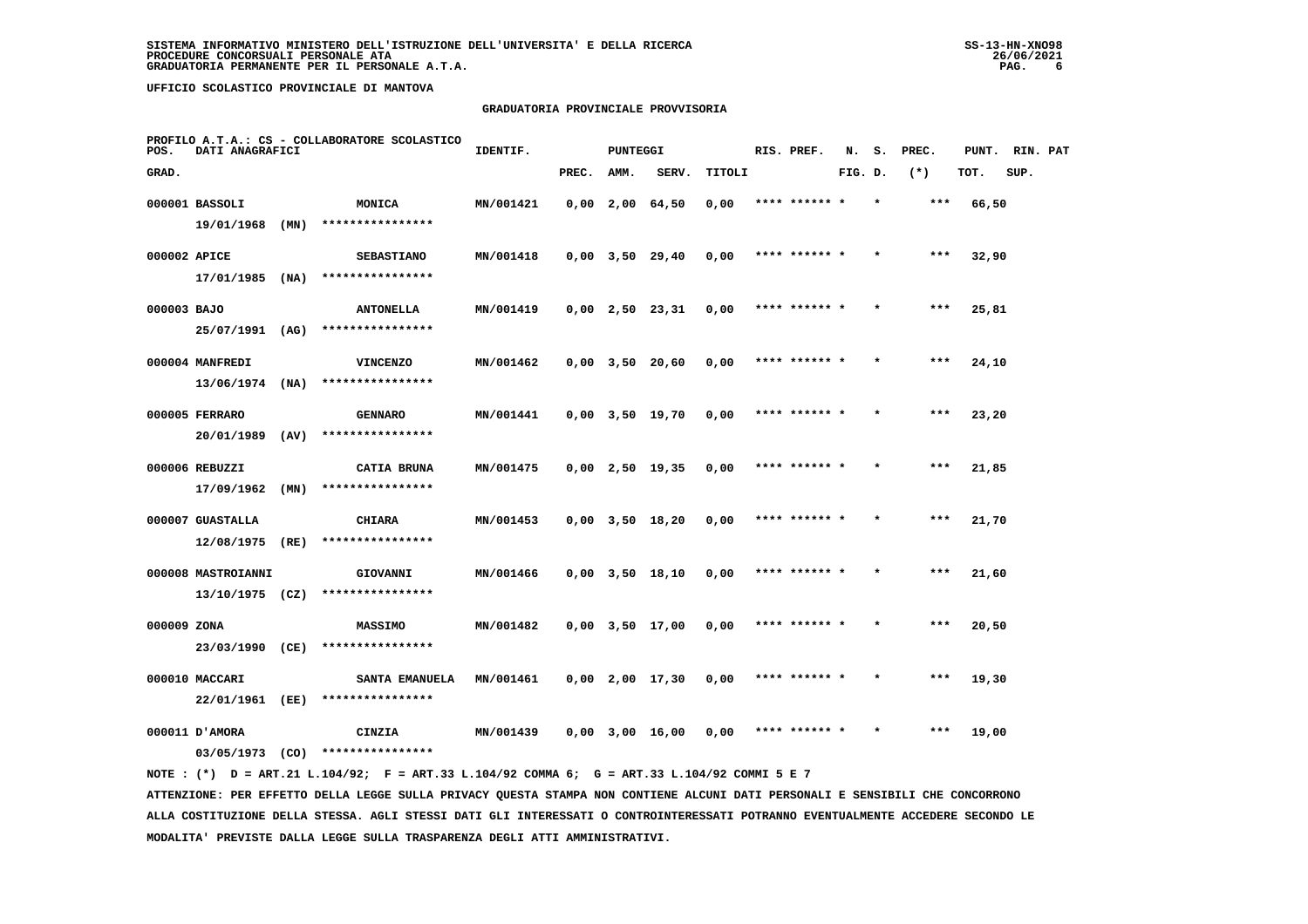SISTEMA INFORMATIVO MINISTERO DELL'ISTRUZIONE DELL'UNIVERSITA' E DELLA RICERCA
PROCEDURE CONCORSUALI PERSONALE ATA
GRADUATORIA PERMANENTE PER IL PERSONALE A.T.A.

UFFICIO SCOLASTICO PROVINCIALE DI MANTOVA

GRADUATORIA PROVINCIALE PROVVISORIA

PROFILO A.T.A.: CS - COLLABORATORE SCOLASTICO

| POS. GRAD. | DATI ANAGRAFICI | | IDENTIF. | PUNTEGGI PREC. | AMM. | SERV. | TITOLI | RIS. PREF. | N. FIG. | S. D. | PREC. (*) | PUNT. TOT. | RIN. PAT SUP. |
|---|---|---|---|---|---|---|---|---|---|---|---|---|---|
| 000001 | BASSOLI 19/01/1968 (MN) | MONICA **************** | MN/001421 | 0,00 | 2,00 | 64,50 | 0,00 | **** ****** * | | * | *** | 66,50 | |
| 000002 | APICE 17/01/1985 (NA) | SEBASTIANO **************** | MN/001418 | 0,00 | 3,50 | 29,40 | 0,00 | **** ****** * | | * | *** | 32,90 | |
| 000003 | BAJO 25/07/1991 (AG) | ANTONELLA **************** | MN/001419 | 0,00 | 2,50 | 23,31 | 0,00 | **** ****** * | | * | *** | 25,81 | |
| 000004 | MANFREDI 13/06/1974 (NA) | VINCENZO **************** | MN/001462 | 0,00 | 3,50 | 20,60 | 0,00 | **** ****** * | | * | *** | 24,10 | |
| 000005 | FERRARO 20/01/1989 (AV) | GENNARO **************** | MN/001441 | 0,00 | 3,50 | 19,70 | 0,00 | **** ****** * | | * | *** | 23,20 | |
| 000006 | REBUZZI 17/09/1962 (MN) | CATIA BRUNA **************** | MN/001475 | 0,00 | 2,50 | 19,35 | 0,00 | **** ****** * | | * | *** | 21,85 | |
| 000007 | GUASTALLA 12/08/1975 (RE) | CHIARA **************** | MN/001453 | 0,00 | 3,50 | 18,20 | 0,00 | **** ****** * | | * | *** | 21,70 | |
| 000008 | MASTROIANNI 13/10/1975 (CZ) | GIOVANNI **************** | MN/001466 | 0,00 | 3,50 | 18,10 | 0,00 | **** ****** * | | * | *** | 21,60 | |
| 000009 | ZONA 23/03/1990 (CE) | MASSIMO **************** | MN/001482 | 0,00 | 3,50 | 17,00 | 0,00 | **** ****** * | | * | *** | 20,50 | |
| 000010 | MACCARI 22/01/1961 (EE) | SANTA EMANUELA **************** | MN/001461 | 0,00 | 2,00 | 17,30 | 0,00 | **** ****** * | | * | *** | 19,30 | |
| 000011 | D'AMORA 03/05/1973 (CO) | CINZIA **************** | MN/001439 | 0,00 | 3,00 | 16,00 | 0,00 | **** ****** * | | * | *** | 19,00 | |

NOTE : (*) D = ART.21 L.104/92; F = ART.33 L.104/92 COMMA 6; G = ART.33 L.104/92 COMMI 5 E 7

ATTENZIONE: PER EFFETTO DELLA LEGGE SULLA PRIVACY QUESTA STAMPA NON CONTIENE ALCUNI DATI PERSONALI E SENSIBILI CHE CONCORRONO ALLA COSTITUZIONE DELLA STESSA. AGLI STESSI DATI GLI INTERESSATI O CONTROINTERESSATI POTRANNO EVENTUALMENTE ACCEDERE SECONDO LE MODALITA' PREVISTE DALLA LEGGE SULLA TRASPARENZA DEGLI ATTI AMMINISTRATIVI.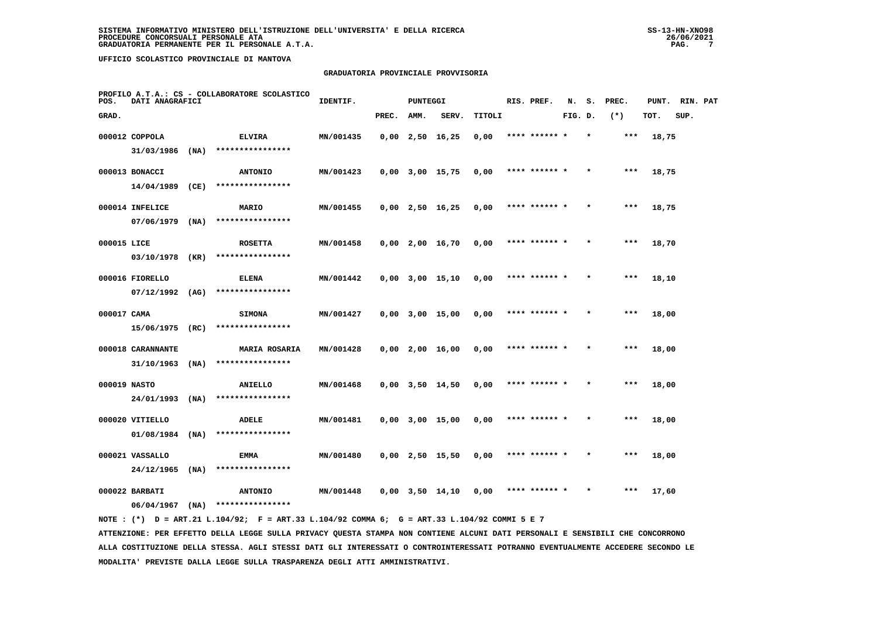**UFFICIO SCOLASTICO PROVINCIALE DI MANTOVA**

## GRADUATORIA PROVINCIALE PROVVISORIA

**PROFILO A.T.A.: CS - COLLABORATORE SCOLASTICO**

| POS. GRAD. | DATI ANAGRAFICI | | IDENTIF. | PUNTEGGI PREC. | AMM. | SERV. | TITOLI | RIS. PREF. | N. S. FIG. D. | PREC. (*) | PUNT. TOT. | RIN. PAT SUP. |
|---|---|---|---|---|---|---|---|---|---|---|---|---|
| 000012 | COPPOLA 31/03/1986 (NA) | ELVIRA **************** | MN/001435 | 0,00 | 2,50 | 16,25 | 0,00 | **** ****** * | * | *** | 18,75 | |
| 000013 | BONACCI 14/04/1989 (CE) | ANTONIO **************** | MN/001423 | 0,00 | 3,00 | 15,75 | 0,00 | **** ****** * | * | *** | 18,75 | |
| 000014 | INFELICE 07/06/1979 (NA) | MARIO **************** | MN/001455 | 0,00 | 2,50 | 16,25 | 0,00 | **** ****** * | * | *** | 18,75 | |
| 000015 | LICE 03/10/1978 (KR) | ROSETTA **************** | MN/001458 | 0,00 | 2,00 | 16,70 | 0,00 | **** ****** * | * | *** | 18,70 | |
| 000016 | FIORELLO 07/12/1992 (AG) | ELENA **************** | MN/001442 | 0,00 | 3,00 | 15,10 | 0,00 | **** ****** * | * | *** | 18,10 | |
| 000017 | CAMA 15/06/1975 (RC) | SIMONA **************** | MN/001427 | 0,00 | 3,00 | 15,00 | 0,00 | **** ****** * | * | *** | 18,00 | |
| 000018 | CARANNANTE 31/10/1963 (NA) | MARIA ROSARIA **************** | MN/001428 | 0,00 | 2,00 | 16,00 | 0,00 | **** ****** * | * | *** | 18,00 | |
| 000019 | NASTO 24/01/1993 (NA) | ANIELLO **************** | MN/001468 | 0,00 | 3,50 | 14,50 | 0,00 | **** ****** * | * | *** | 18,00 | |
| 000020 | VITIELLO 01/08/1984 (NA) | ADELE **************** | MN/001481 | 0,00 | 3,00 | 15,00 | 0,00 | **** ****** * | * | *** | 18,00 | |
| 000021 | VASSALLO 24/12/1965 (NA) | EMMA **************** | MN/001480 | 0,00 | 2,50 | 15,50 | 0,00 | **** ****** * | * | *** | 18,00 | |
| 000022 | BARBATI 06/04/1967 (NA) | ANTONIO **************** | MN/001448 | 0,00 | 3,50 | 14,10 | 0,00 | **** ****** * | * | *** | 17,60 | |

NOTE : (*) D = ART.21 L.104/92; F = ART.33 L.104/92 COMMA 6; G = ART.33 L.104/92 COMMI 5 E 7

ATTENZIONE: PER EFFETTO DELLA LEGGE SULLA PRIVACY QUESTA STAMPA NON CONTIENE ALCUNI DATI PERSONALI E SENSIBILI CHE CONCORRONO ALLA COSTITUZIONE DELLA STESSA. AGLI STESSI DATI GLI INTERESSATI O CONTROINTERESSATI POTRANNO EVENTUALMENTE ACCEDERE SECONDO LE MODALITA' PREVISTE DALLA LEGGE SULLA TRASPARENZA DEGLI ATTI AMMINISTRATIVI.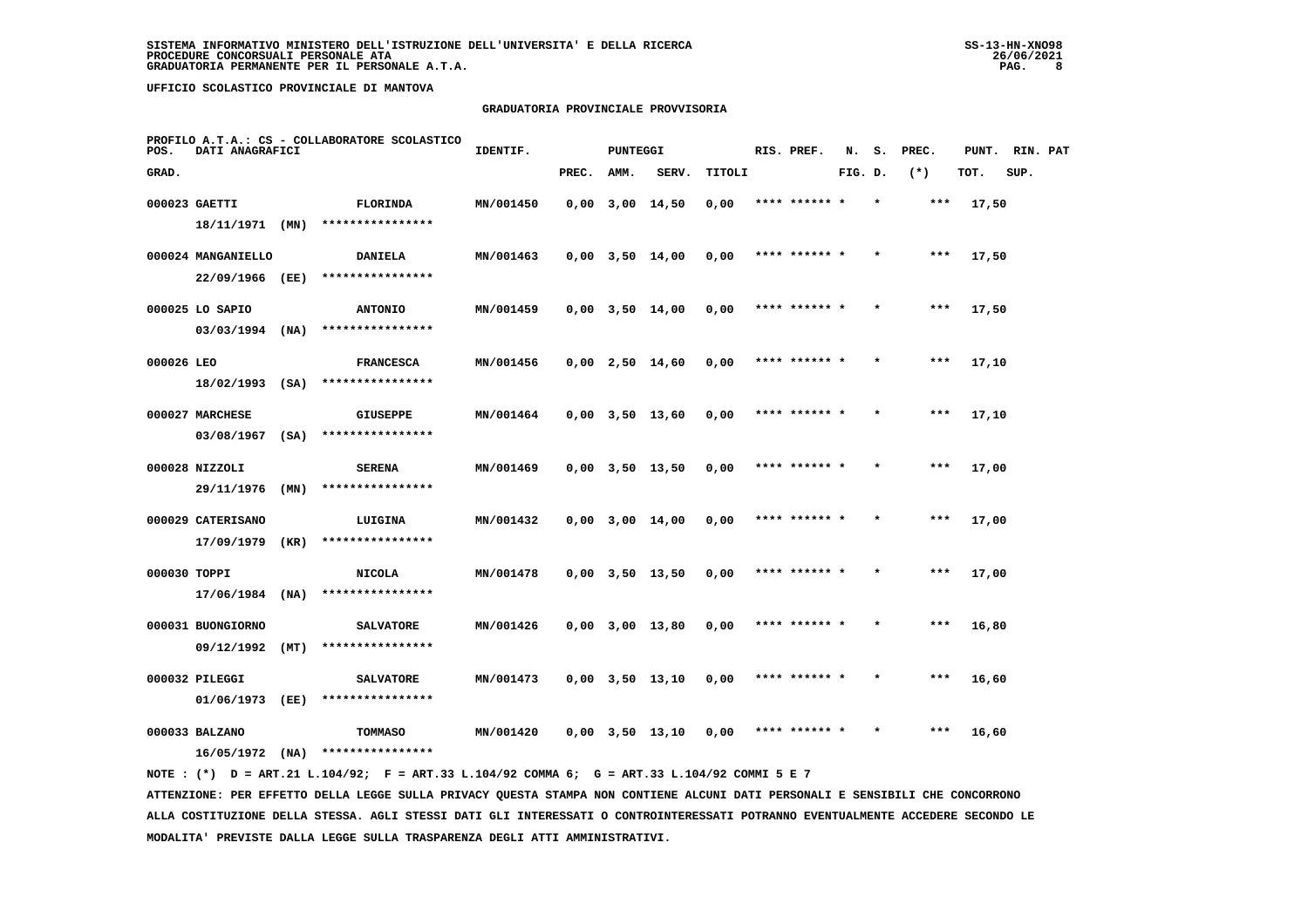**UFFICIO SCOLASTICO PROVINCIALE DI MANTOVA**

## GRADUATORIA PROVINCIALE PROVVISORIA

PROFILO A.T.A.: CS - COLLABORATORE SCOLASTICO

| POS. GRAD. | DATI ANAGRAFICI | | IDENTIF. | PUNTEGGI PREC. | AMM. | SERV. | TITOLI | RIS. PREF. | N. FIG. | S. D. | PREC. (*) | PUNT. TOT. | RIN. SUP. | PAT |
|---|---|---|---|---|---|---|---|---|---|---|---|---|---|---|
| 000023 | GAETTI 18/11/1971 (MN) | FLORINDA **************** | MN/001450 | 0,00 | 3,00 | 14,50 | 0,00 | **** ****** * | | * | *** | 17,50 | | |
| 000024 | MANGANIELLO 22/09/1966 (EE) | DANIELA **************** | MN/001463 | 0,00 | 3,50 | 14,00 | 0,00 | **** ****** * | | * | *** | 17,50 | | |
| 000025 | LO SAPIO 03/03/1994 (NA) | ANTONIO **************** | MN/001459 | 0,00 | 3,50 | 14,00 | 0,00 | **** ****** * | | * | *** | 17,50 | | |
| 000026 | LEO 18/02/1993 (SA) | FRANCESCA **************** | MN/001456 | 0,00 | 2,50 | 14,60 | 0,00 | **** ****** * | | * | *** | 17,10 | | |
| 000027 | MARCHESE 03/08/1967 (SA) | GIUSEPPE **************** | MN/001464 | 0,00 | 3,50 | 13,60 | 0,00 | **** ****** * | | * | *** | 17,10 | | |
| 000028 | NIZZOLI 29/11/1976 (MN) | SERENA **************** | MN/001469 | 0,00 | 3,50 | 13,50 | 0,00 | **** ****** * | | * | *** | 17,00 | | |
| 000029 | CATERISANO 17/09/1979 (KR) | LUIGINA **************** | MN/001432 | 0,00 | 3,00 | 14,00 | 0,00 | **** ****** * | | * | *** | 17,00 | | |
| 000030 | TOPPI 17/06/1984 (NA) | NICOLA **************** | MN/001478 | 0,00 | 3,50 | 13,50 | 0,00 | **** ****** * | | * | *** | 17,00 | | |
| 000031 | BUONGIORNO 09/12/1992 (MT) | SALVATORE **************** | MN/001426 | 0,00 | 3,00 | 13,80 | 0,00 | **** ****** * | | * | *** | 16,80 | | |
| 000032 | PILEGGI 01/06/1973 (EE) | SALVATORE **************** | MN/001473 | 0,00 | 3,50 | 13,10 | 0,00 | **** ****** * | | * | *** | 16,60 | | |
| 000033 | BALZANO 16/05/1972 (NA) | TOMMASO **************** | MN/001420 | 0,00 | 3,50 | 13,10 | 0,00 | **** ****** * | | * | *** | 16,60 | | |

NOTE : (*) D = ART.21 L.104/92; F = ART.33 L.104/92 COMMA 6; G = ART.33 L.104/92 COMMI 5 E 7

ATTENZIONE: PER EFFETTO DELLA LEGGE SULLA PRIVACY QUESTA STAMPA NON CONTIENE ALCUNI DATI PERSONALI E SENSIBILI CHE CONCORRONO ALLA COSTITUZIONE DELLA STESSA. AGLI STESSI DATI GLI INTERESSATI O CONTROINTERESSATI POTRANNO EVENTUALMENTE ACCEDERE SECONDO LE MODALITA' PREVISTE DALLA LEGGE SULLA TRASPARENZA DEGLI ATTI AMMINISTRATIVI.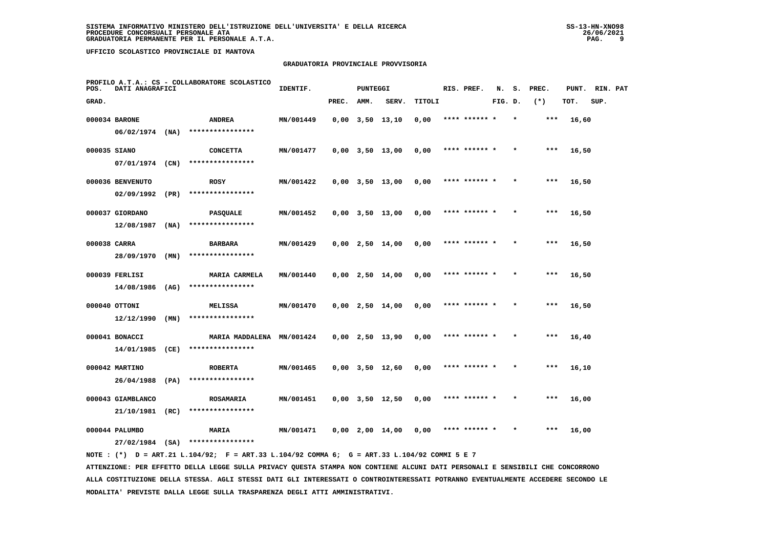SISTEMA INFORMATIVO MINISTERO DELL'ISTRUZIONE DELL'UNIVERSITA' E DELLA RICERCA
PROCEDURE CONCORSUALI PERSONALE ATA
GRADUATORIA PERMANENTE PER IL PERSONALE A.T.A.

UFFICIO SCOLASTICO PROVINCIALE DI MANTOVA

GRADUATORIA PROVINCIALE PROVVISORIA

PROFILO A.T.A.: CS - COLLABORATORE SCOLASTICO

| POS. GRAD. | DATI ANAGRAFICI | | IDENTIF. | PUNTEGGI PREC. | AMM. | SERV. | TITOLI | RIS. PREF. | N. FIG. | S. D. | PREC. (*) | PUNT. TOT. | RIN. SUP. | PAT |
|---|---|---|---|---|---|---|---|---|---|---|---|---|---|---|
| 000034 | BARONE 06/02/1974 (NA) | ANDREA **************** | MN/001449 | 0,00 | 3,50 | 13,10 | 0,00 | **** ****** * | | * | *** | 16,60 | | |
| 000035 | SIANO 07/01/1974 (CN) | CONCETTA **************** | MN/001477 | 0,00 | 3,50 | 13,00 | 0,00 | **** ****** * | | * | *** | 16,50 | | |
| 000036 | BENVENUTO 02/09/1992 (PR) | ROSY **************** | MN/001422 | 0,00 | 3,50 | 13,00 | 0,00 | **** ****** * | | * | *** | 16,50 | | |
| 000037 | GIORDANO 12/08/1987 (NA) | PASQUALE **************** | MN/001452 | 0,00 | 3,50 | 13,00 | 0,00 | **** ****** * | | * | *** | 16,50 | | |
| 000038 | CARRA 28/09/1970 (MN) | BARBARA **************** | MN/001429 | 0,00 | 2,50 | 14,00 | 0,00 | **** ****** * | | * | *** | 16,50 | | |
| 000039 | FERLISI 14/08/1986 (AG) | MARIA CARMELA **************** | MN/001440 | 0,00 | 2,50 | 14,00 | 0,00 | **** ****** * | | * | *** | 16,50 | | |
| 000040 | OTTONI 12/12/1990 (MN) | MELISSA **************** | MN/001470 | 0,00 | 2,50 | 14,00 | 0,00 | **** ****** * | | * | *** | 16,50 | | |
| 000041 | BONACCI 14/01/1985 (CE) | MARIA MADDALENA **************** | MN/001424 | 0,00 | 2,50 | 13,90 | 0,00 | **** ****** * | | * | *** | 16,40 | | |
| 000042 | MARTINO 26/04/1988 (PA) | ROBERTA **************** | MN/001465 | 0,00 | 3,50 | 12,60 | 0,00 | **** ****** * | | * | *** | 16,10 | | |
| 000043 | GIAMBLANCO 21/10/1981 (RC) | ROSAMARIA **************** | MN/001451 | 0,00 | 3,50 | 12,50 | 0,00 | **** ****** * | | * | *** | 16,00 | | |
| 000044 | PALUMBO 27/02/1984 (SA) | MARIA **************** | MN/001471 | 0,00 | 2,00 | 14,00 | 0,00 | **** ****** * | | * | *** | 16,00 | | |

NOTE : (*) D = ART.21 L.104/92; F = ART.33 L.104/92 COMMA 6; G = ART.33 L.104/92 COMMI 5 E 7

ATTENZIONE: PER EFFETTO DELLA LEGGE SULLA PRIVACY QUESTA STAMPA NON CONTIENE ALCUNI DATI PERSONALI E SENSIBILI CHE CONCORRONO ALLA COSTITUZIONE DELLA STESSA. AGLI STESSI DATI GLI INTERESSATI O CONTROINTERESSATI POTRANNO EVENTUALMENTE ACCEDERE SECONDO LE MODALITA' PREVISTE DALLA LEGGE SULLA TRASPARENZA DEGLI ATTI AMMINISTRATIVI.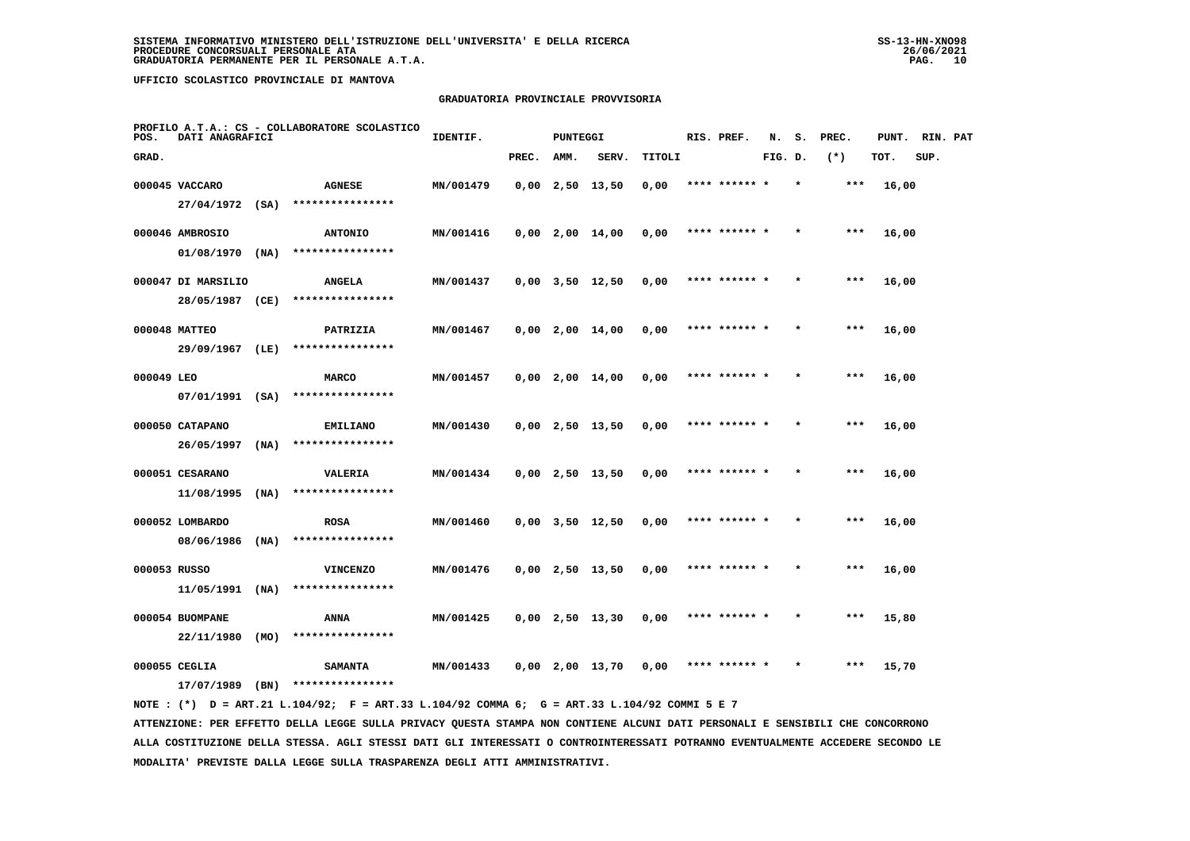SISTEMA INFORMATIVO MINISTERO DELL'ISTRUZIONE DELL'UNIVERSITA' E DELLA RICERCA
PROCEDURE CONCORSUALI PERSONALE ATA
GRADUATORIA PERMANENTE PER IL PERSONALE A.T.A.

UFFICIO SCOLASTICO PROVINCIALE DI MANTOVA

## GRADUATORIA PROVINCIALE PROVVISORIA

PROFILO A.T.A.: CS - COLLABORATORE SCOLASTICO

| POS. GRAD. | DATI ANAGRAFICI | | IDENTIF. | PUNTEGGI PREC. | AMM. | SERV. | TITOLI | RIS. PREF. | N. FIG. | S. D. | PREC. (*) | PUNT. TOT. | RIN. SUP. | PAT |
|---|---|---|---|---|---|---|---|---|---|---|---|---|---|---|
| 000045 | VACCARO 27/04/1972 (SA) | AGNESE **************** | MN/001479 | 0,00 | 2,50 | 13,50 | 0,00 | **** ****** * | | * | *** | 16,00 | | |
| 000046 | AMBROSIO 01/08/1970 (NA) | ANTONIO **************** | MN/001416 | 0,00 | 2,00 | 14,00 | 0,00 | **** ****** * | | * | *** | 16,00 | | |
| 000047 | DI MARSILIO 28/05/1987 (CE) | ANGELA **************** | MN/001437 | 0,00 | 3,50 | 12,50 | 0,00 | **** ****** * | | * | *** | 16,00 | | |
| 000048 | MATTEO 29/09/1967 (LE) | PATRIZIA **************** | MN/001467 | 0,00 | 2,00 | 14,00 | 0,00 | **** ****** * | | * | *** | 16,00 | | |
| 000049 | LEO 07/01/1991 (SA) | MARCO **************** | MN/001457 | 0,00 | 2,00 | 14,00 | 0,00 | **** ****** * | | * | *** | 16,00 | | |
| 000050 | CATAPANO 26/05/1997 (NA) | EMILIANO **************** | MN/001430 | 0,00 | 2,50 | 13,50 | 0,00 | **** ****** * | | * | *** | 16,00 | | |
| 000051 | CESARANO 11/08/1995 (NA) | VALERIA **************** | MN/001434 | 0,00 | 2,50 | 13,50 | 0,00 | **** ****** * | | * | *** | 16,00 | | |
| 000052 | LOMBARDO 08/06/1986 (NA) | ROSA **************** | MN/001460 | 0,00 | 3,50 | 12,50 | 0,00 | **** ****** * | | * | *** | 16,00 | | |
| 000053 | RUSSO 11/05/1991 (NA) | VINCENZO **************** | MN/001476 | 0,00 | 2,50 | 13,50 | 0,00 | **** ****** * | | * | *** | 16,00 | | |
| 000054 | BUOMPANE 22/11/1980 (MO) | ANNA **************** | MN/001425 | 0,00 | 2,50 | 13,30 | 0,00 | **** ****** * | | * | *** | 15,80 | | |
| 000055 | CEGLIA 17/07/1989 (BN) | SAMANTA **************** | MN/001433 | 0,00 | 2,00 | 13,70 | 0,00 | **** ****** * | | * | *** | 15,70 | | |

NOTE : (*) D = ART.21 L.104/92; F = ART.33 L.104/92 COMMA 6; G = ART.33 L.104/92 COMMI 5 E 7

ATTENZIONE: PER EFFETTO DELLA LEGGE SULLA PRIVACY QUESTA STAMPA NON CONTIENE ALCUNI DATI PERSONALI E SENSIBILI CHE CONCORRONO ALLA COSTITUZIONE DELLA STESSA. AGLI STESSI DATI GLI INTERESSATI O CONTROINTERESSATI POTRANNO EVENTUALMENTE ACCEDERE SECONDO LE MODALITA' PREVISTE DALLA LEGGE SULLA TRASPARENZA DEGLI ATTI AMMINISTRATIVI.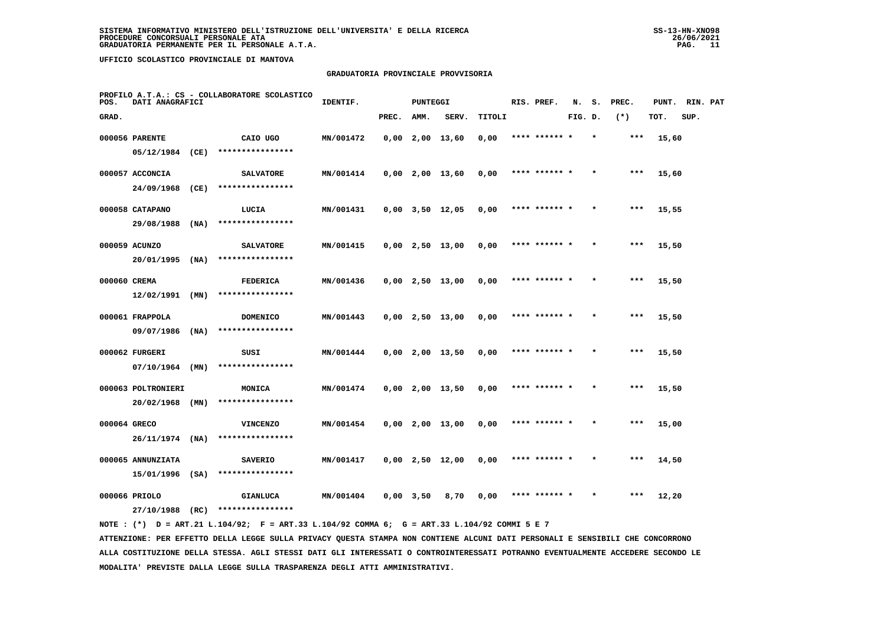**SISTEMA INFORMATIVO MINISTERO DELL'ISTRUZIONE DELL'UNIVERSITA' E DELLA RICERCA**
**PROCEDURE CONCORSUALI PERSONALE ATA**
**GRADUATORIA PERMANENTE PER IL PERSONALE A.T.A.**

SS-13-HN-XNO98
26/06/2021

**UFFICIO SCOLASTICO PROVINCIALE DI MANTOVA**

## GRADUATORIA PROVINCIALE PROVVISORIA

PROFILO A.T.A.: CS - COLLABORATORE SCOLASTICO

| POS. GRAD. | DATI ANAGRAFICI | | IDENTIF. | PUNTEGGI PREC. | AMM. | SERV. | TITOLI | RIS. PREF. | N. FIG. | S. D. | PREC. (*) | PUNT. TOT. | RIN. SUP. | PAT |
|---|---|---|---|---|---|---|---|---|---|---|---|---|---|---|
| 000056 | PARENTE 05/12/1984 (CE) | CAIO UGO **************** | MN/001472 | 0,00 | 2,00 | 13,60 | 0,00 | **** ****** * | | * | *** | 15,60 | | |
| 000057 | ACCONCIA 24/09/1968 (CE) | SALVATORE **************** | MN/001414 | 0,00 | 2,00 | 13,60 | 0,00 | **** ****** * | | * | *** | 15,60 | | |
| 000058 | CATAPANO 29/08/1988 (NA) | LUCIA **************** | MN/001431 | 0,00 | 3,50 | 12,05 | 0,00 | **** ****** * | | * | *** | 15,55 | | |
| 000059 | ACUNZO 20/01/1995 (NA) | SALVATORE **************** | MN/001415 | 0,00 | 2,50 | 13,00 | 0,00 | **** ****** * | | * | *** | 15,50 | | |
| 000060 | CREMA 12/02/1991 (MN) | FEDERICA **************** | MN/001436 | 0,00 | 2,50 | 13,00 | 0,00 | **** ****** * | | * | *** | 15,50 | | |
| 000061 | FRAPPOLA 09/07/1986 (NA) | DOMENICO **************** | MN/001443 | 0,00 | 2,50 | 13,00 | 0,00 | **** ****** * | | * | *** | 15,50 | | |
| 000062 | FURGERI 07/10/1964 (MN) | SUSI **************** | MN/001444 | 0,00 | 2,00 | 13,50 | 0,00 | **** ****** * | | * | *** | 15,50 | | |
| 000063 | POLTRONIERI 20/02/1968 (MN) | MONICA **************** | MN/001474 | 0,00 | 2,00 | 13,50 | 0,00 | **** ****** * | | * | *** | 15,50 | | |
| 000064 | GRECO 26/11/1974 (NA) | VINCENZO **************** | MN/001454 | 0,00 | 2,00 | 13,00 | 0,00 | **** ****** * | | * | *** | 15,00 | | |
| 000065 | ANNUNZIATA 15/01/1996 (SA) | SAVERIO **************** | MN/001417 | 0,00 | 2,50 | 12,00 | 0,00 | **** ****** * | | * | *** | 14,50 | | |
| 000066 | PRIOLO 27/10/1988 (RC) | GIANLUCA **************** | MN/001404 | 0,00 | 3,50 | 8,70 | 0,00 | **** ****** * | | * | *** | 12,20 | | |

NOTE : (*) D = ART.21 L.104/92; F = ART.33 L.104/92 COMMA 6; G = ART.33 L.104/92 COMMI 5 E 7

ATTENZIONE: PER EFFETTO DELLA LEGGE SULLA PRIVACY QUESTA STAMPA NON CONTIENE ALCUNI DATI PERSONALI E SENSIBILI CHE CONCORRONO ALLA COSTITUZIONE DELLA STESSA. AGLI STESSI DATI GLI INTERESSATI O CONTROINTERESSATI POTRANNO EVENTUALMENTE ACCEDERE SECONDO LE MODALITA' PREVISTE DALLA LEGGE SULLA TRASPARENZA DEGLI ATTI AMMINISTRATIVI.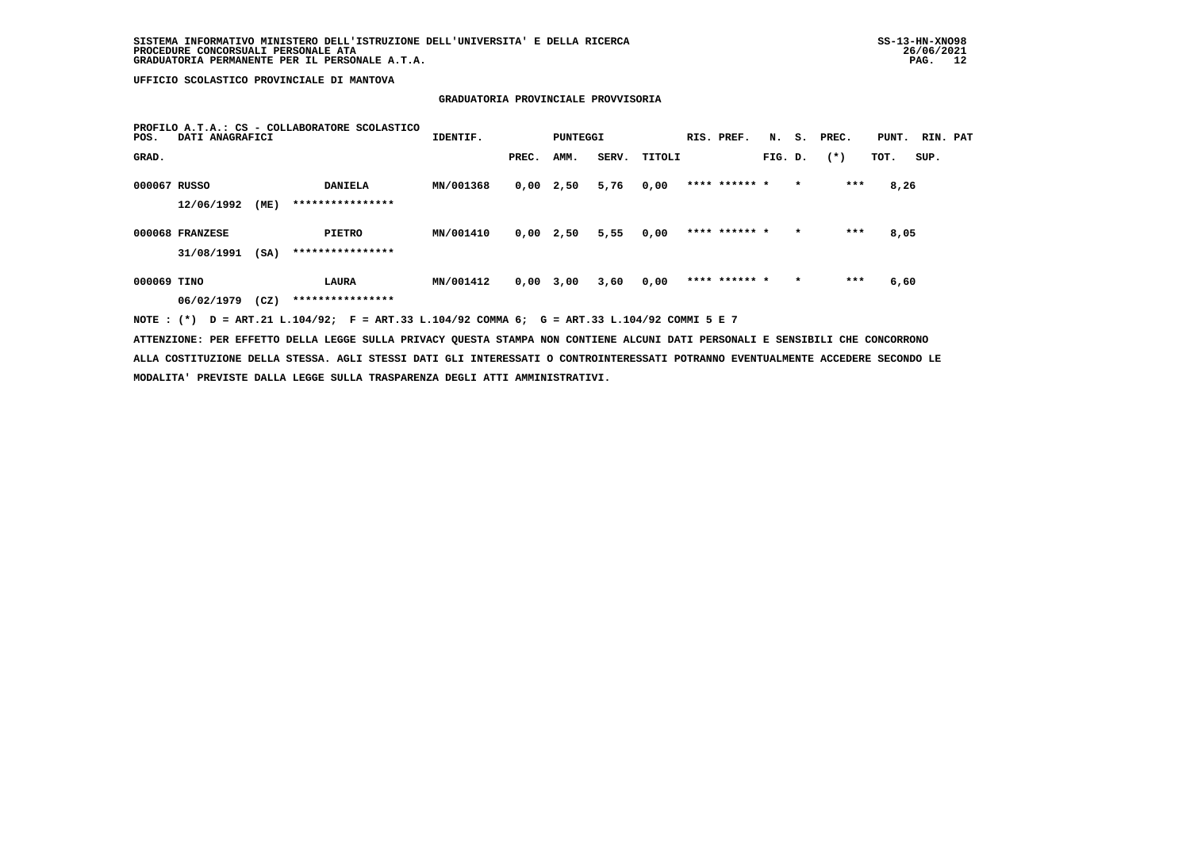SISTEMA INFORMATIVO MINISTERO DELL'ISTRUZIONE DELL'UNIVERSITA' E DELLA RICERCA
PROCEDURE CONCORSUALI PERSONALE ATA
GRADUATORIA PERMANENTE PER IL PERSONALE A.T.A.

SS-13-HN-XNO98
26/06/2021

**UFFICIO SCOLASTICO PROVINCIALE DI MANTOVA**

**GRADUATORIA PROVINCIALE PROVVISORIA**

PROFILO A.T.A.: CS - COLLABORATORE SCOLASTICO

| POS. GRAD. | DATI ANAGRAFICI | | IDENTIF. | PUNTEGGI PREC. | AMM. | SERV. | TITOLI | RIS. | PREF. | N. S. FIG. D. | PREC. (*) | PUNT. TOT. | RIN. PAT SUP. |
|---|---|---|---|---|---|---|---|---|---|---|---|---|---|
| 000067 | RUSSO | DANIELA | MN/001368 | 0,00 | 2,50 | 5,76 | 0,00 | **** | ****** * | * | *** | 8,26 | |
| | 12/06/1992 (ME) | **************** | | | | | | | | | | | |
| 000068 | FRANZESE | PIETRO | MN/001410 | 0,00 | 2,50 | 5,55 | 0,00 | **** | ****** * | * | *** | 8,05 | |
| | 31/08/1991 (SA) | **************** | | | | | | | | | | | |
| 000069 | TINO | LAURA | MN/001412 | 0,00 | 3,00 | 3,60 | 0,00 | **** | ****** * | * | *** | 6,60 | |
| | 06/02/1979 (CZ) | **************** | | | | | | | | | | | |

NOTE : (*) D = ART.21 L.104/92; F = ART.33 L.104/92 COMMA 6; G = ART.33 L.104/92 COMMI 5 E 7

ATTENZIONE: PER EFFETTO DELLA LEGGE SULLA PRIVACY QUESTA STAMPA NON CONTIENE ALCUNI DATI PERSONALI E SENSIBILI CHE CONCORRONO ALLA COSTITUZIONE DELLA STESSA. AGLI STESSI DATI GLI INTERESSATI O CONTROINTERESSATI POTRANNO EVENTUALMENTE ACCEDERE SECONDO LE MODALITA' PREVISTE DALLA LEGGE SULLA TRASPARENZA DEGLI ATTI AMMINISTRATIVI.